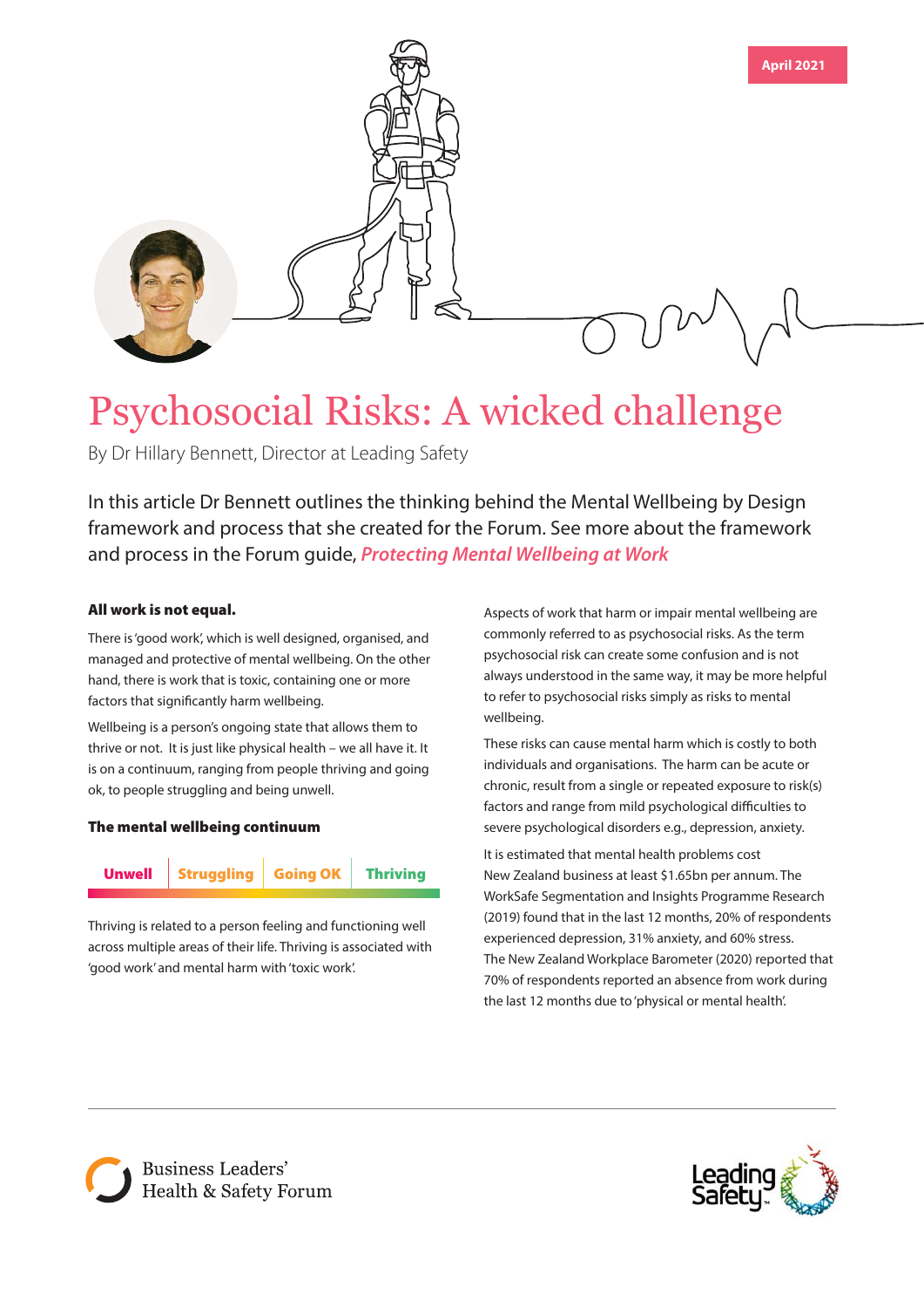April 2021

# Psychosocial Risks: A wicked challenge

By Dr Hillary Bennett, Director at Leading Safety

In this article Dr Bennett outlines the thinking behind the Mental Wellbeing by Design framework and process that she created for the Forum. See more about the framework and process in the Forum guide, *Protecting Mental Wellbeing at Work*

### All work is not equal.

There is 'good work', which is well designed, organised, and managed and protective of mental wellbeing. On the other hand, there is work that is toxic, containing one or more factors that significantly harm wellbeing.

Wellbeing is a person's ongoing state that allows them to thrive or not. It is just like physical health – we all have it. It is on a continuum, ranging from people thriving and going ok, to people struggling and being unwell.

### The mental wellbeing continuum

| Unwell | Struggling | Going OK | Thriving |
|---|---|---|---|

Thriving is related to a person feeling and functioning well across multiple areas of their life. Thriving is associated with 'good work' and mental harm with 'toxic work'.

Aspects of work that harm or impair mental wellbeing are commonly referred to as psychosocial risks. As the term psychosocial risk can create some confusion and is not always understood in the same way, it may be more helpful to refer to psychosocial risks simply as risks to mental wellbeing.

These risks can cause mental harm which is costly to both individuals and organisations. The harm can be acute or chronic, result from a single or repeated exposure to risk(s) factors and range from mild psychological difficulties to severe psychological disorders e.g., depression, anxiety.

It is estimated that mental health problems cost New Zealand business at least $1.65bn per annum. The WorkSafe Segmentation and Insights Programme Research (2019) found that in the last 12 months, 20% of respondents experienced depression, 31% anxiety, and 60% stress. The New Zealand Workplace Barometer (2020) reported that 70% of respondents reported an absence from work during the last 12 months due to 'physical or mental health'.

Business Leaders' Health & Safety Forum

Leading Safety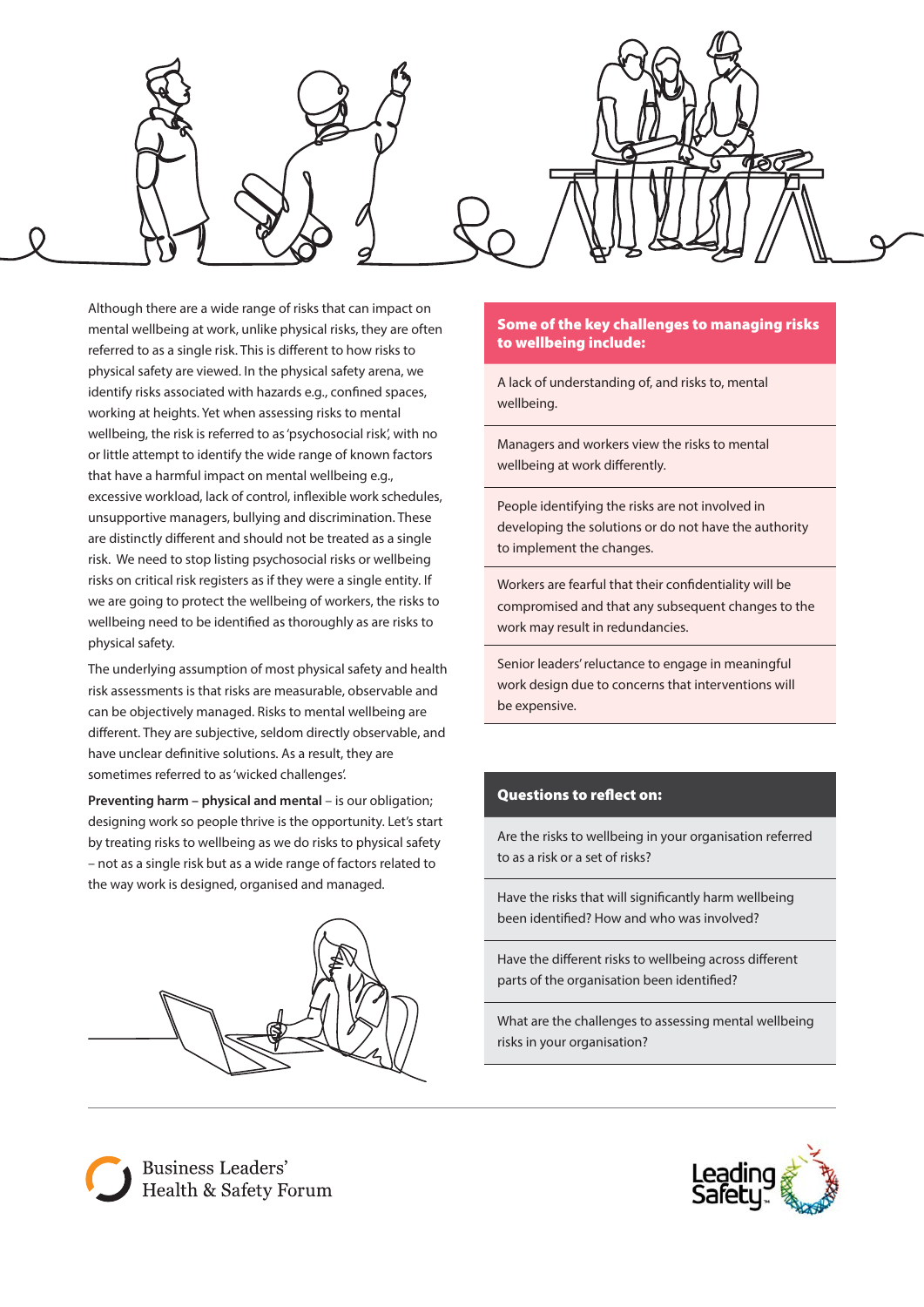Although there are a wide range of risks that can impact on mental wellbeing at work, unlike physical risks, they are often referred to as a single risk. This is different to how risks to physical safety are viewed. In the physical safety arena, we identify risks associated with hazards e.g., confined spaces, working at heights. Yet when assessing risks to mental wellbeing, the risk is referred to as 'psychosocial risk', with no or little attempt to identify the wide range of known factors that have a harmful impact on mental wellbeing e.g., excessive workload, lack of control, inflexible work schedules, unsupportive managers, bullying and discrimination. These are distinctly different and should not be treated as a single risk. We need to stop listing psychosocial risks or wellbeing risks on critical risk registers as if they were a single entity. If we are going to protect the wellbeing of workers, the risks to wellbeing need to be identified as thoroughly as are risks to physical safety.

The underlying assumption of most physical safety and health risk assessments is that risks are measurable, observable and can be objectively managed. Risks to mental wellbeing are different. They are subjective, seldom directly observable, and have unclear definitive solutions. As a result, they are sometimes referred to as 'wicked challenges'.

**Preventing harm – physical and mental** – is our obligation; designing work so people thrive is the opportunity. Let's start by treating risks to wellbeing as we do risks to physical safety – not as a single risk but as a wide range of factors related to the way work is designed, organised and managed.

## Some of the key challenges to managing risks to wellbeing include:

- A lack of understanding of, and risks to, mental wellbeing.
- Managers and workers view the risks to mental wellbeing at work differently.
- People identifying the risks are not involved in developing the solutions or do not have the authority to implement the changes.
- Workers are fearful that their confidentiality will be compromised and that any subsequent changes to the work may result in redundancies.
- Senior leaders' reluctance to engage in meaningful work design due to concerns that interventions will be expensive.

## Questions to reflect on:

- Are the risks to wellbeing in your organisation referred to as a risk or a set of risks?
- Have the risks that will significantly harm wellbeing been identified? How and who was involved?
- Have the different risks to wellbeing across different parts of the organisation been identified?
- What are the challenges to assessing mental wellbeing risks in your organisation?

Business Leaders' Health & Safety Forum

Leading Safety